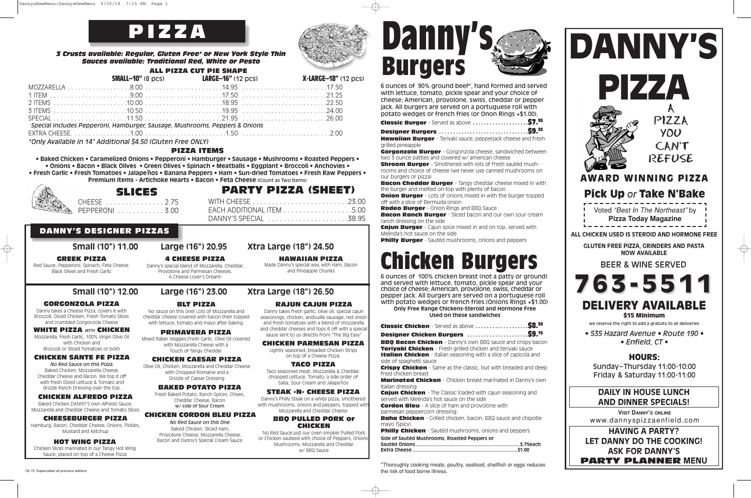# PIZZA

***3 Crusts available: Regular, Gluten Free* or New York Style Thin***
***Sauces available: Traditional Red, White or Pesto***

**ALL PIZZA CUT PIE SHAPE**

| | SMALL–10" (8 pcs) | LARGE–16" (12 pcs) | X-LARGE–18" (12 pcs) |
|---|---|---|---|
| MOZZARELLA | 8.00 | 14.95 | 17.50 |
| 1 ITEM | 9.00 | 17.50 | 21.25 |
| 2 ITEMS | 10.00 | 18.95 | 22.50 |
| 3 ITEMS | 10.50 | 19.95 | 24.00 |
| SPECIAL | 11.50 | 21.95 | 26.00 |
| EXTRA CHEESE | 1.00 | 1.50 | 2.00 |

*Special includes Pepperoni, Hamburger, Sausage, Mushrooms, Peppers & Onions*

**Only Available in 14" Additional $4.50 (Gluten Free ONLY)*

## PIZZA ITEMS

• Baked Chicken • Caramelized Onions • Pepperoni • Hamburger • Sausage • Mushrooms • Roasted Peppers • • Onions • Bacon • Black Olives • Green Olives • Spinach • Meatballs • Eggplant • Broccoli • Anchovies • • Fresh Garlic • Fresh Tomatoes • Jalapeños • Banana Peppers • Ham • Sun-dried Tomatoes • Fresh Raw Peppers • Premium Items - Artichoke Hearts • Bacon • Feta Cheese (Count as Two Items)

## SLICES

CHEESE ............... 2.75
PEPPERONI ........... 3.00

## PARTY PIZZA (SHEET)

WITH CHEESE ........................ 23.00
EACH ADDITIONAL ITEM .................. 5.00
DANNY'S SPECIAL ..................... 38.95

## DANNY'S DESIGNER PIZZAS

**Small (10") 11.00 | Large (16") 20.95 | Xtra Large (18") 24.50**

### GREEK PIZZA
Red Sauce, Pepperoni, Spinach, Feta Cheese. Black Olives and Fresh Garlic

### 4 CHEESE PIZZA
Danny's special blend of Mozzarella, Cheddar, Provolone and Parmesan Cheeses. A Cheese Lover's Dream!

### HAWAIIAN PIZZA
Made Danny's special way, with Ham, Bacon and Pineapple Chunks

**Small (10") 12.00 | Large (16") 23.00 | Xtra Large (18") 26.50**

### GORGONZOLA PIZZA
Danny takes a Cheese Pizza, covers it with Broccoli, Diced Chicken, Fresh Tomato Slices and crumbled Gorgonzola Cheese

### WHITE PIZZA *WITH* CHICKEN
Mozzarella, fresh Garlic, 100% Virgin Olive Oil with Chicken and Broccoli or Sliced Tomatoes or both

### CHICKEN SANTE FE PIZZA
*No Red Sauce on this Pizza.*
Baked Chicken, Mozzarella Cheese, Cheddar Cheese and Bacon. We top it off with fresh Diced Lettuce & Tomato and drizzle Ranch Dressing over the top.

### CHICKEN ALFREDO PIZZA
Baked Chicken,DANNY'S own Alfredo Sauce, Mozzarella and Cheddar Cheese and Tomato Slices

### CHEESEBURGER PIZZA
Hamburg, Bacon, Cheddar Cheese, Onions, Pickles, Mustard and Ketchup

### HOT WING PIZZA
Chicken Slices marinated in our Tangy Hot Wing Sauce, placed on top of a Cheese Pizza

### BLT PIZZA
No sauce on this one! Lots of Mozzarella and cheddar cheese covered with bacon then topped with lettuce, tomato and mayo after baking.

### PRIMAVERA PIZZA
Mixed Italian Veggies,Fresh Garlic, Olive Oil covered with Mozzarella Cheese with a Touch of Tangy Cheddar

### CHICKEN CAESAR PIZZA
Olive Oil, Chicken, Mozzarella and Cheddar Cheese with Chopped Romaine and a Drizzle of Caesar Dressing

### BAKED POTATO PIZZA
Fresh Baked Potato, Ranch Spices, Chives, Cheddar Cheese, Bacon
w/ side of Sour Cream

### CHICKEN CORDON BLEU PIZZA
*No Red Sauce on this One.*
Baked Chicken, Sliced Ham, Provolone Cheese, Mozzarella Cheese, Bacon and Danny's Special Cream Sauce.

### RAJUN CAJUN PIZZA
Danny takes fresh garlic, olive oil, special cajun seasonings, chicken, andouille sausage, red onion and fresh tomatoes with a blend of mozzarella and cheddar cheeses and tops it off with a special sauce sent to us directly from "The Big Easy"

### CHICKEN PARMESAN PIZZA
Lightly seasoned, breaded Chicken Strips on top of a Cheese Pizza.

### TACO PIZZA
Taco seasoned meat, Mozzarella & Cheddar, chopped Lettuce, Tomato, a side order of Salsa, Sour Cream and Jalapeños

### STEAK -N- CHEESE PIZZA
Danny's Philly Steak on a white pizza, smothered with mushrooms, onions and peppers, topped with Mozzarella and Cheddar Cheese

### BBQ PULLED PORK or CHICKEN
No Red Sauce just our own smoker Pulled Pork or Chicken sauteed with choice of Peppers, Onions, Mushrooms, Mozzarella and Cheddar w/ BBQ Sauce

# Danny's Burgers

6 ounces of 90% ground beef*, hand formed and served with lettuce, tomato, pickle spear and your choice of cheese; American, provolone, swiss, cheddar or pepper jack. All burgers are served on a portuguese roll with potato wedges or french fries (or Onion Rings +$1.00).

**Classic Burger** - Served as above .................... $7.95

**Designer Burgers** ................................ $9.25

**Hawaiian Burger** - Teriyaki sauce, pepperjack cheese and fresh grilled pineapple

**Gorgonzola Burger** - Gorgonzola cheese, sandwiched between two 3 ounce patties and covered w/ american cheese

**Shroom Burger** - Smothered with lots of fresh sautéd mushrooms and choice of cheese (we never use canned mushrooms on our burgers or pizza)

**Bacon Cheddar Burger** - Tangy cheddar cheese mixed in with the burger and melted on top with plenty of bacon

**Onion Burger** - Lots of onions mixed in with the burger topped off with a slice of Bermuda onion

**Rodeo Burger** - Onion Rings and BBQ Sauce

**Bacon Ranch Burger** - Sliced bacon and our own sour cream ranch dressing on the side

**Cajun Burger** - Cajun spice mixed in and on top, served with Melinda's hot sauce on the side

**Philly Burger** - Sautéd mushrooms, onions and peppers

# Chicken Burgers

6 ounces of 100% chicken breast (not a patty or ground) and served with lettuce, tomato, pickle spear and your choice of cheese; American, provolone, swiss, cheddar or pepper jack. All burgers are served on a portuguese roll with potato wedges or french fries.(Onions Rings +$1.00)

**Only Free Range Chickens-Steroid and Hormone Free Used on these sandwiches**

**Classic Chicken** - Served as above .................. $8.50

**Designer Chicken Burgers** ...................... $9.75

**BBQ Bacon Chicken** - Danny's own BBQ sauce and crispy bacon

**Teriyaki Chicken** - Fresh grilled chicken and teriyaki sauce

**Italian Chicken** - Italian seasoning with a slice of capicola and side of spaghetti sauce

**Crispy Chicken** - Same as the classic, but with breaded and deep fried chicken breast

**Marinated Chicken** - Chicken breast marinated in Danny's own Italian dressing

**Cajun Chicken** - The Classic loaded with cajun seasoning and served with Melinda's hot sauce on the side

**Cordon Bleu** - A slice of ham and provolone with parmesan peppercorn dressing.

**Baha Chicken** - Grilled chicken, bacon, BBQ sauce and chipotle mayo (Spicy).

**Philly Chicken** - Sautéd mushrooms, onions and peppers

**Side of Sautéd Mushrooms, Roasted Peppers or Sautéd Onions** ........................ $.75each
**Extra Cheese** ........................ $1.00

*Thoroughly cooking meats, poultry, seafood, shellfish or eggs reduces the risk of food borne illness.

# DANNY'S PIZZA

A PIZZA YOU CAN'T REFUSE

## AWARD WINNING PIZZA

## Pick Up *or* Take N'Bake

Voted *"Best In The Northeast"* by **Pizza Today Magazine**

**ALL CHICKEN USED IS STEROID AND HORMONE FREE**

**GLUTEN FREE PIZZA, GRINDERS AND PASTA NOW AVAILABLE**

BEER & WINE SERVED

# 763-5511

## DELIVERY AVAILABLE

**$15 Minimum**

we reserve the right to add a gratuity to all deliveries

*• 535 Hazard Avenue • Route 190 •*
*• Enfield, CT •*

### HOURS:

Sunday–Thursday 11:00-10:00
Friday & Saturday 11:00-11:00

**DAILY IN HOUSE LUNCH AND DINNER SPECIALS!**

VISIT DANNY'S ONLINE
www.dannyspizzaenfield.com

**HAVING A PARTY? LET DANNY DO THE COOKING! ASK FOR DANNY'S PARTY PLANNER MENU**

09-19 Supercedes all previous editions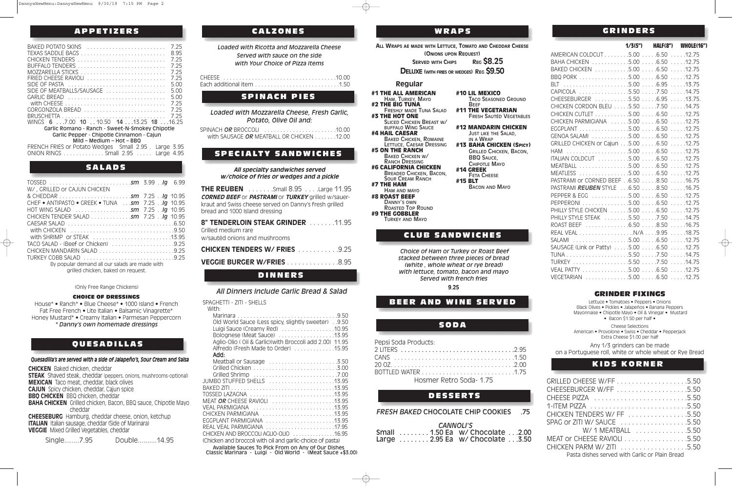## APPETIZERS

| | |
|---|---|
| BAKED POTATO SKINS | 7.25 |
| TEXAS SADDLE BAGS | 8.95 |
| CHICKEN TENDERS | 7.25 |
| BUFFALO TENDERS | 7.25 |
| MOZZARELLA STICKS | 7.25 |
| FRIED CHEESE RAVIOLI | 7.25 |
| SIDE OF PASTA | 5.00 |
| SIDE OF MEATBALLS/SAUSAGE | 5.00 |
| GARLIC BREAD | 5.00 |
| with CHEESE | 7.25 |
| GORGONZOLA BREAD | 7.25 |
| BRUSCHETTA | 7.25 |
| WINGS **6** ...7.00 **10** ...10.50 **14** ...13.25 **18** ...16.25 | |

Garlic Romano - Ranch - Sweet-N-Smokey Chipotle
Garlic Pepper - Chipotle Cinnamon - Cajun
Mild – Medium – Hot – BBQ

FRENCH FRIES or Potato Wedges Small 2.95 . Large 3.95
ONION RINGS ............ Small 2.95 ..... Large 4.95

## SALADS

| | sm | lg |
|---|---|---|
| TOSSED | 3.99 | 6.99 |
| W/ , GRILLED or CAJUN CHICKEN & CHEDDAR | 7.25 | 10.95 |
| CHEF • ANTIPASTO • GREEK • TUNA | 7.25 | 10.95 |
| HOT WING SALAD | 7.25 | 10.95 |
| CHICKEN TENDER SALAD | 7.25 | 10.95 |

| | |
|---|---|
| CAESAR SALAD | 6.50 |
| with CHICKEN | 9.50 |
| with SHRIMP or STEAK | 13.95 |
| TACO SALAD - (Beef or Chicken) | 9.25 |
| CHICKEN MANDARIN SALAD | 9.25 |
| TURKEY COBB SALAD | 9.25 |

By popular demand all our salads are made with grilled chicken, baked on request.

(Only Free Range Chickens)

### CHOICE OF DRESSINGS

House* • Ranch* • Blue Cheese* • 1000 Island • French
Fat Free French • Lite Italian • Balsamic Vinagrette*
Honey Mustard* • Creamy Italian • Parmesan Peppercorn
*\* Danny's own homemade dressings*

## QUESADILLAS

*Quesadilla's are served with a side of Jalapeño's, Sour Cream and Salsa*

**CHICKEN** Baked chicken, cheddar
**STEAK** Shaved steak, cheddar (peppers, onions, mushrooms-optional)
**MEXICAN** Taco meat, cheddar, black olives
**CAJUN** Spicy chicken, cheddar, Cajun spice
**BBQ CHICKEN** BBQ chicken, cheddar
**BAHA CHICKEN** Grilled chicken, Bacon, BBQ sauce, Chipotle Mayo cheddar
**CHEESEBURG** Hamburg, cheddar cheese, onion, ketchup
**ITALIAN** Italian sausage, cheddar (Side of Marinara)
**VEGGIE** Mixed Grilled Vegetables, cheddar

Single........7.95 Double..........14.95

## CALZONES

*Loaded with Ricotta and Mozzarella Cheese*
*Served with sauce on the side*
*with Your Choice of Pizza Items*

| | |
|---|---|
| CHEESE | 10.00 |
| Each additional item | 1.50 |

## SPINACH PIES

*Loaded with Mozzarella Cheese, Fresh Garlic, Potato, Olive Oil and:*

| | |
|---|---|
| SPINACH *OR* BROCCOLI | 10.00 |
| with SAUSAGE *OR* MEATBALL OR CHICKEN | 12.00 |

## SPECIALTY SANDWICHES

*All specialty sandwiches served w/choice of fries or wedges and a pickle*

**THE REUBEN** .......Small 8.95 ....Large 11.95
***CORNED BEEF*** or ***PASTRAMI*** or ***TURKEY*** grilled w/sauerkraut and Swiss cheese served on Danny's fresh grilled bread and 1000 Island dressing

**8" TENDERLOIN STEAK GRINDER** .......11.95
Grilled medium rare
w/sautéd onions and mushrooms

**CHICKEN TENDERS W/ FRIES** ..........9.25

**VEGGIE BURGER W/FRIES** .............8.95

## DINNERS

*All Dinners Include Garlic Bread & Salad*

SPAGHETTI - ZITI - SHELLS
With:

| | |
|---|---|
| Marinara | 9.50 |
| Old World Sauce (Less spicy, slightly sweeter) | 9.50 |
| Luigi Sauce (Creamy Red) | 10.95 |
| Bolognese (Meat Sauce) | 13.95 |
| Aglio-Olio ( Oil & Garlic)(with Broccoli add 2.00) | 11.95 |
| Alfredo (Fresh Made to Order) | 15.95 |
| **Add:** | |
| Meatball or Sausage | 3.50 |
| Grilled Chicken | 3.00 |
| Grilled Shrimp | 7.00 |
| JUMBO STUFFED SHELLS | 13.95 |
| BAKED ZITI | 13.95 |
| TOSSED LAZAGNA | 13.95 |
| MEAT *OR* CHEESE RAVIOLI | 13.95 |
| VEAL PARMIGIANA | 13.95 |
| CHICKEN PARMIGIANA | 13.95 |
| EGGPLANT PARMIGIANA | 13.95 |
| REAL VEAL PARMIGIANA | 17.95 |
| CHICKEN AND BROCCOLI AGLIO-OLIO | 16.95 |

(Chicken and broccoli with oil and garlic-choice of pasta)

Available Sauces To Pick From on Any of Our Dishes
Classic Marinara - Luigi - Old World - (Meat Sauce +$3.00)

## WRAPS

ALL WRAPS AE MADE WITH LETTUCE, TOMATO AND CHEDDAR CHEESE
(ONIONS UPON REQUEST)
SERVED WITH CHIPS REG **$8.25**
**DELUXE** (WITH FRIES OR WEDGES) REG **$9.50**

### Regular

**#1 THE ALL AMERICAN**
Ham, Turkey, Mayo
**#2 THE BIG TUNA**
Freshly made Tuna Salad
**#3 THE HOT ONE**
Sliced Chicken Breast w/ buffalo Wing Sauce
**#4 HAIL CAESAR**
Baked Chicken, Romaine Lettuce, Caesar Dressing
**#5 ON THE RANCH**
Baked Chicken w/ Ranch Dressing
**#6 CALIFORNIA CHICKEN**
Breaded Chicken, Bacon, Sour Cream Ranch
**#7 THE HAM**
Ham and mayo
**#8 ROAST BEEF**
Danny's own Roasted Top Round
**#9 THE GOBBLER**
Turkey and Mayo
**#10 LIL MEXICO**
Taco Seasoned Ground Beef
**#11 THE VEGETARIAN**
Fresh Sautéd Vegetables
**#12 MANDARIN CHICKEN**
Just like the Salad, in a Wrap
**#13 BAHA CHICKEN (SPICY)**
Grilled Chicken, Bacon, BBQ Sauce, Chipotle Mayo
**#14 GREEK**
Feta Cheese
**#15 BLT**
Bacon and Mayo

## CLUB SANDWICHES

*Choice of Ham or Turkey or Roast Beef stacked between three pieces of bread (white , whole wheat or rye bread) with lettuce, tomato, bacon and mayo Served with french fries*

**9.25**

## BEER AND WINE SERVED

## SODA

Pepsi Soda Products:

| | |
|---|---|
| 2 LITERS | 2.95 |
| CANS | 1.50 |
| 20 OZ. | 2.00 |
| BOTTLED WATER | 1.75 |

Hosmer Retro Soda- 1.75

## DESSERTS

*FRESH BAKED* CHOCOLATE CHIP COOKIES .75

*CANNOLI'S*
Small ........ 1.50 Ea w/ Chocolate ...2.00
Large ........ 2.95 Ea w/ Chocolate ...3.50

## GRINDERS

| | 1/3(5") | HALF(8") | WHOLE(16") |
|---|---|---|---|
| AMERICAN COLDCUT | 5.00 | 6.50 | 12.75 |
| BAHA CHICKEN | 5.00 | 6.50 | 12.75 |
| BAKED CHICKEN | 5.00 | 6.50 | 12.75 |
| BBQ PORK | 5.00 | 6.50 | 12.75 |
| BLT | 5.00 | 6.95 | 13.75 |
| CAPICOLA | 5.50 | 7.50 | 14.75 |
| CHEESEBURGER | 5.50 | 6.95 | 13.75. |
| CHICKEN CORDON BLEU | 5.50 | 7.50 | 14.75 |
| CHICKEN CUTLET | 5.00 | 6.50 | 12.75 |
| CHICKEN PARMIGIANA | 5.00 | 6.50 | 12.75 |
| EGGPLANT | 5.00 | 6.50 | 12.75 |
| GENOA SALAMI | 5.00 | 6.50 | 12.75 |
| GRILLED CHICKEN or Cajun | 5.00 | 6.50 | 12.75 |
| HAM | 5.00 | 6.50 | 12.75 |
| ITALIAN COLDCUT | 5.00 | 6.50 | 12.75 |
| MEATBALL | 5.00 | 6.50 | 12.75 |
| MEATLESS | 5.00 | 6.50 | 12.75 |
| PASTRAMI or CORNED BEEF | 6.50 | 8.50 | 16.75 |
| PASTRAMI *REUBEN* STYLE | 6.50 | 8.50 | 16.75 |
| PEPPER & EGG | 5.00 | 6.50 | 12.75 |
| PEPPERONI | 5.00 | 6.50 | 12.75 |
| PHILLY STYLE CHICKEN | 5.00 | 6.50 | 12.75 |
| PHILLY STYLE STEAK | 5.50 | 7.50 | 14.75 |
| ROAST BEEF | 6.50 | 8.50 | 16.75 |
| REAL VEAL | N/A | 9.95 | 18.75 |
| SALAMI | 5.00 | 6.50 | 12.75 |
| SAUSAGE (Link or Patty) | 5.00 | 6.50 | 12.75 |
| TUNA | 5.50 | 7.50 | 14.75 |
| TURKEY | 5.50 | 7.50 | 14.75 |
| VEAL PATTY | 5.00 | 6.50 | 12.75 |
| VEGETARIAN | 5.00 | 6.50 | 12.75 |

### GRINDER FIXINGS

Lettuce • Tomatoes • Peppers • Onions
Black Olives • Pickles • Jalapeños • Banana Peppers
Mayonnaise • Chipotle Mayo • Oil & Vinegar • Mustard
• Bacon $1.50 per half •

Cheese Selections
American • Provolone • Swiss • Cheddar • Pepperjack
Extra Cheese $1.00 per half

Any 1/3 grinders can be made on a Portuguese roll, white or whole wheat or Rye Bread

## KIDS KORNER

| | |
|---|---|
| GRILLED CHEESE W/FF | 5.50 |
| CHEESEBURGER W/FF | 5.50 |
| CHEESE PIZZA | 5.50 |
| 1-ITEM PIZZA | 5.50 |
| CHICKEN TENDERS W/ FF | 5.50 |
| SPAG or ZITI W/ SAUCE | 5.50 |
| W/ 1 MEATBALL | 5.50 |
| MEAT or CHEESE RAVIOLI | 5.50 |
| CHICKEN PARM W/ ZITI | 5.50 |

Pasta dishes served with Garlic or Plain Bread